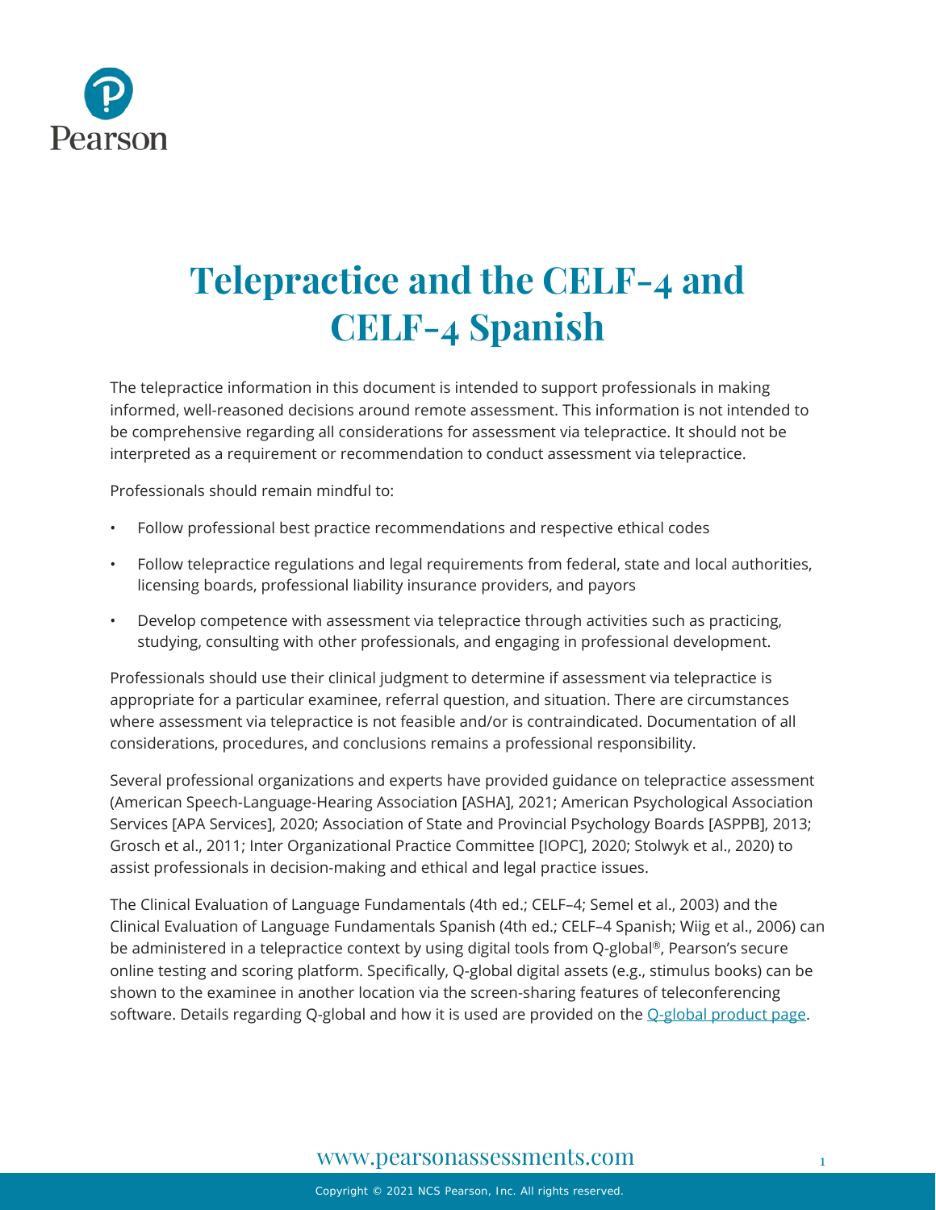# Telepractice and the CELF-4 and CELF-4 Spanish

The telepractice information in this document is intended to support professionals in making informed, well-reasoned decisions around remote assessment. This information is not intended to be comprehensive regarding all considerations for assessment via telepractice. It should not be interpreted as a requirement or recommendation to conduct assessment via telepractice.

Professionals should remain mindful to:

- Follow professional best practice recommendations and respective ethical codes
- Follow telepractice regulations and legal requirements from federal, state and local authorities, licensing boards, professional liability insurance providers, and payors
- Develop competence with assessment via telepractice through activities such as practicing, studying, consulting with other professionals, and engaging in professional development.

Professionals should use their clinical judgment to determine if assessment via telepractice is appropriate for a particular examinee, referral question, and situation. There are circumstances where assessment via telepractice is not feasible and/or is contraindicated. Documentation of all considerations, procedures, and conclusions remains a professional responsibility.

Several professional organizations and experts have provided guidance on telepractice assessment (American Speech-Language-Hearing Association [ASHA], 2021; American Psychological Association Services [APA Services], 2020; Association of State and Provincial Psychology Boards [ASPPB], 2013; Grosch et al., 2011; Inter Organizational Practice Committee [IOPC], 2020; Stolwyk et al., 2020) to assist professionals in decision-making and ethical and legal practice issues.

The Clinical Evaluation of Language Fundamentals (4th ed.; CELF–4; Semel et al., 2003) and the Clinical Evaluation of Language Fundamentals Spanish (4th ed.; CELF–4 Spanish; Wiig et al., 2006) can be administered in a telepractice context by using digital tools from Q-global®, Pearson's secure online testing and scoring platform. Specifically, Q-global digital assets (e.g., stimulus books) can be shown to the examinee in another location via the screen-sharing features of teleconferencing software. Details regarding Q-global and how it is used are provided on the Q-global product page.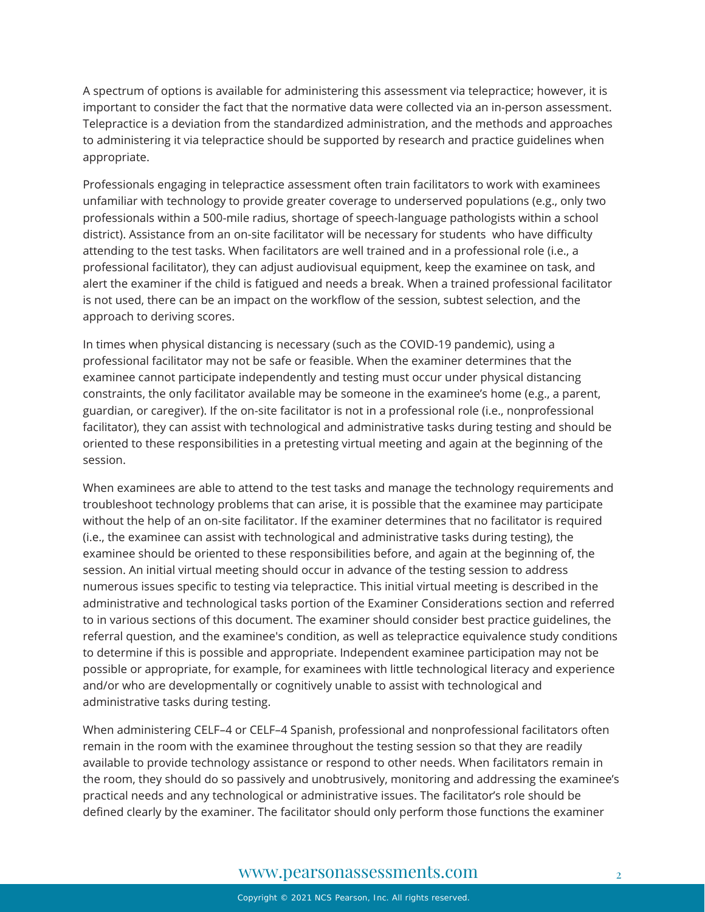A spectrum of options is available for administering this assessment via telepractice; however, it is important to consider the fact that the normative data were collected via an in-person assessment. Telepractice is a deviation from the standardized administration, and the methods and approaches to administering it via telepractice should be supported by research and practice guidelines when appropriate.

Professionals engaging in telepractice assessment often train facilitators to work with examinees unfamiliar with technology to provide greater coverage to underserved populations (e.g., only two professionals within a 500-mile radius, shortage of speech-language pathologists within a school district). Assistance from an on-site facilitator will be necessary for students who have difficulty attending to the test tasks. When facilitators are well trained and in a professional role (i.e., a professional facilitator), they can adjust audiovisual equipment, keep the examinee on task, and alert the examiner if the child is fatigued and needs a break. When a trained professional facilitator is not used, there can be an impact on the workflow of the session, subtest selection, and the approach to deriving scores.

In times when physical distancing is necessary (such as the COVID-19 pandemic), using a professional facilitator may not be safe or feasible. When the examiner determines that the examinee cannot participate independently and testing must occur under physical distancing constraints, the only facilitator available may be someone in the examinee's home (e.g., a parent, guardian, or caregiver). If the on-site facilitator is not in a professional role (i.e., nonprofessional facilitator), they can assist with technological and administrative tasks during testing and should be oriented to these responsibilities in a pretesting virtual meeting and again at the beginning of the session.

When examinees are able to attend to the test tasks and manage the technology requirements and troubleshoot technology problems that can arise, it is possible that the examinee may participate without the help of an on-site facilitator. If the examiner determines that no facilitator is required (i.e., the examinee can assist with technological and administrative tasks during testing), the examinee should be oriented to these responsibilities before, and again at the beginning of, the session. An initial virtual meeting should occur in advance of the testing session to address numerous issues specific to testing via telepractice. This initial virtual meeting is described in the administrative and technological tasks portion of the Examiner Considerations section and referred to in various sections of this document. The examiner should consider best practice guidelines, the referral question, and the examinee's condition, as well as telepractice equivalence study conditions to determine if this is possible and appropriate. Independent examinee participation may not be possible or appropriate, for example, for examinees with little technological literacy and experience and/or who are developmentally or cognitively unable to assist with technological and administrative tasks during testing.

When administering CELF–4 or CELF–4 Spanish, professional and nonprofessional facilitators often remain in the room with the examinee throughout the testing session so that they are readily available to provide technology assistance or respond to other needs. When facilitators remain in the room, they should do so passively and unobtrusively, monitoring and addressing the examinee's practical needs and any technological or administrative issues. The facilitator's role should be defined clearly by the examiner. The facilitator should only perform those functions the examiner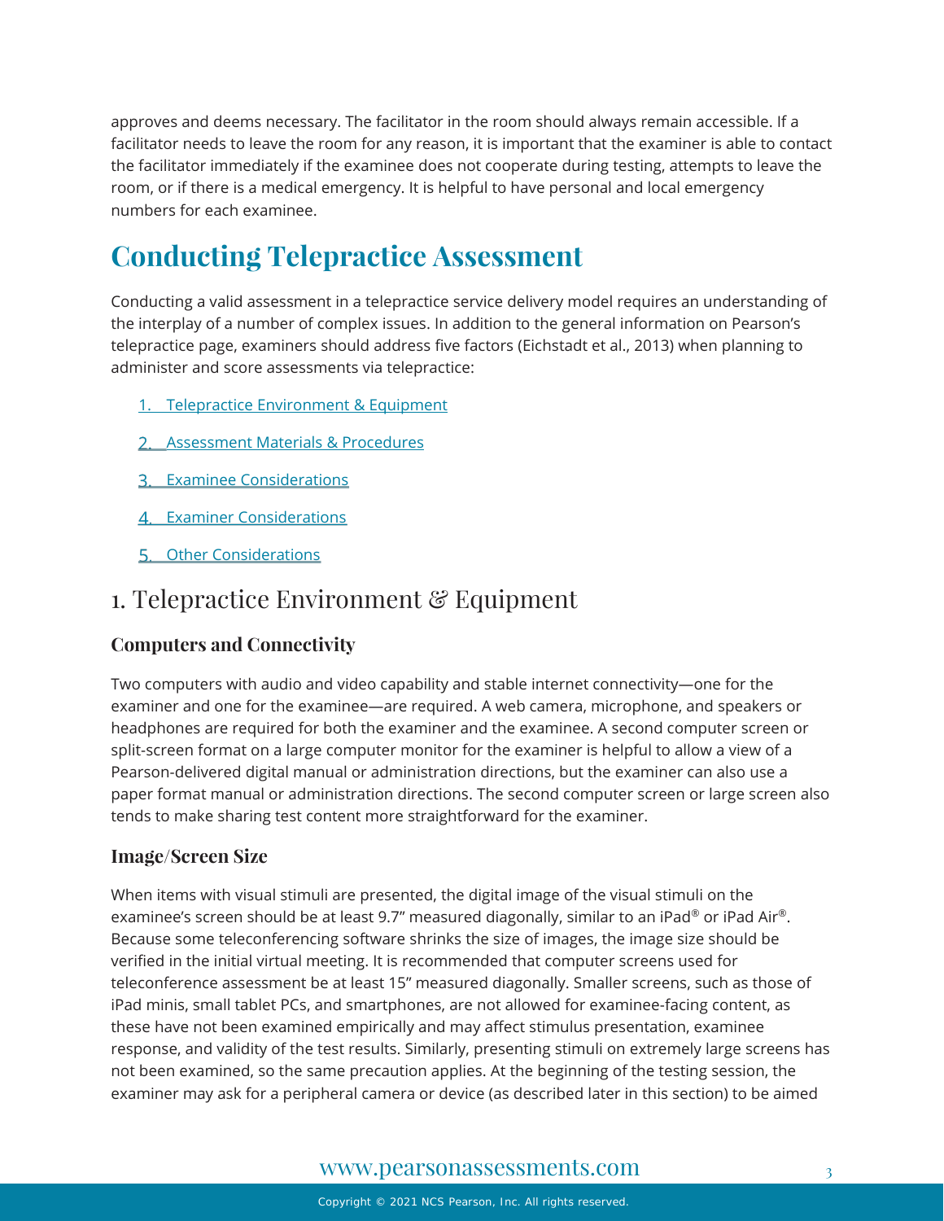approves and deems necessary. The facilitator in the room should always remain accessible. If a facilitator needs to leave the room for any reason, it is important that the examiner is able to contact the facilitator immediately if the examinee does not cooperate during testing, attempts to leave the room, or if there is a medical emergency. It is helpful to have personal and local emergency numbers for each examinee.

# Conducting Telepractice Assessment

Conducting a valid assessment in a telepractice service delivery model requires an understanding of the interplay of a number of complex issues. In addition to the general information on Pearson's telepractice page, examiners should address five factors (Eichstadt et al., 2013) when planning to administer and score assessments via telepractice:

1. Telepractice Environment & Equipment
2. Assessment Materials & Procedures
3. Examinee Considerations
4. Examiner Considerations
5. Other Considerations

## 1. Telepractice Environment & Equipment

### Computers and Connectivity

Two computers with audio and video capability and stable internet connectivity—one for the examiner and one for the examinee—are required. A web camera, microphone, and speakers or headphones are required for both the examiner and the examinee. A second computer screen or split-screen format on a large computer monitor for the examiner is helpful to allow a view of a Pearson-delivered digital manual or administration directions, but the examiner can also use a paper format manual or administration directions. The second computer screen or large screen also tends to make sharing test content more straightforward for the examiner.

### Image/Screen Size

When items with visual stimuli are presented, the digital image of the visual stimuli on the examinee's screen should be at least 9.7" measured diagonally, similar to an iPad® or iPad Air®. Because some teleconferencing software shrinks the size of images, the image size should be verified in the initial virtual meeting. It is recommended that computer screens used for teleconference assessment be at least 15" measured diagonally. Smaller screens, such as those of iPad minis, small tablet PCs, and smartphones, are not allowed for examinee-facing content, as these have not been examined empirically and may affect stimulus presentation, examinee response, and validity of the test results. Similarly, presenting stimuli on extremely large screens has not been examined, so the same precaution applies. At the beginning of the testing session, the examiner may ask for a peripheral camera or device (as described later in this section) to be aimed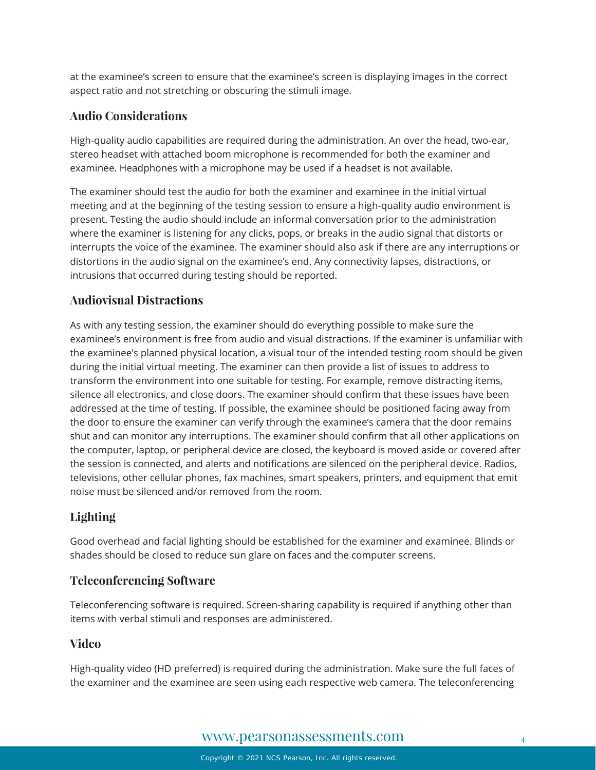at the examinee's screen to ensure that the examinee's screen is displaying images in the correct aspect ratio and not stretching or obscuring the stimuli image.

### Audio Considerations

High-quality audio capabilities are required during the administration. An over the head, two-ear, stereo headset with attached boom microphone is recommended for both the examiner and examinee. Headphones with a microphone may be used if a headset is not available.

The examiner should test the audio for both the examiner and examinee in the initial virtual meeting and at the beginning of the testing session to ensure a high-quality audio environment is present. Testing the audio should include an informal conversation prior to the administration where the examiner is listening for any clicks, pops, or breaks in the audio signal that distorts or interrupts the voice of the examinee. The examiner should also ask if there are any interruptions or distortions in the audio signal on the examinee's end. Any connectivity lapses, distractions, or intrusions that occurred during testing should be reported.

### Audiovisual Distractions

As with any testing session, the examiner should do everything possible to make sure the examinee's environment is free from audio and visual distractions. If the examiner is unfamiliar with the examinee's planned physical location, a visual tour of the intended testing room should be given during the initial virtual meeting. The examiner can then provide a list of issues to address to transform the environment into one suitable for testing. For example, remove distracting items, silence all electronics, and close doors. The examiner should confirm that these issues have been addressed at the time of testing. If possible, the examinee should be positioned facing away from the door to ensure the examiner can verify through the examinee's camera that the door remains shut and can monitor any interruptions. The examiner should confirm that all other applications on the computer, laptop, or peripheral device are closed, the keyboard is moved aside or covered after the session is connected, and alerts and notifications are silenced on the peripheral device. Radios, televisions, other cellular phones, fax machines, smart speakers, printers, and equipment that emit noise must be silenced and/or removed from the room.

### Lighting

Good overhead and facial lighting should be established for the examiner and examinee. Blinds or shades should be closed to reduce sun glare on faces and the computer screens.

### Teleconferencing Software

Teleconferencing software is required. Screen-sharing capability is required if anything other than items with verbal stimuli and responses are administered.

### Video

High-quality video (HD preferred) is required during the administration. Make sure the full faces of the examiner and the examinee are seen using each respective web camera. The teleconferencing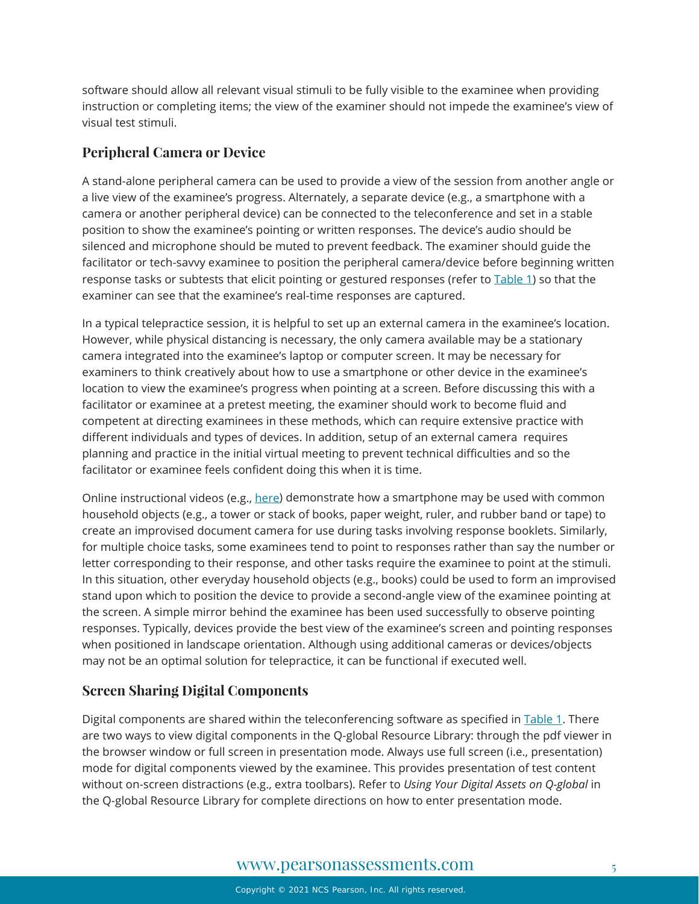software should allow all relevant visual stimuli to be fully visible to the examinee when providing instruction or completing items; the view of the examiner should not impede the examinee's view of visual test stimuli.

## Peripheral Camera or Device

A stand-alone peripheral camera can be used to provide a view of the session from another angle or a live view of the examinee's progress. Alternately, a separate device (e.g., a smartphone with a camera or another peripheral device) can be connected to the teleconference and set in a stable position to show the examinee's pointing or written responses. The device's audio should be silenced and microphone should be muted to prevent feedback. The examiner should guide the facilitator or tech-savvy examinee to position the peripheral camera/device before beginning written response tasks or subtests that elicit pointing or gestured responses (refer to Table 1) so that the examiner can see that the examinee's real-time responses are captured.

In a typical telepractice session, it is helpful to set up an external camera in the examinee's location. However, while physical distancing is necessary, the only camera available may be a stationary camera integrated into the examinee's laptop or computer screen. It may be necessary for examiners to think creatively about how to use a smartphone or other device in the examinee's location to view the examinee's progress when pointing at a screen. Before discussing this with a facilitator or examinee at a pretest meeting, the examiner should work to become fluid and competent at directing examinees in these methods, which can require extensive practice with different individuals and types of devices. In addition, setup of an external camera requires planning and practice in the initial virtual meeting to prevent technical difficulties and so the facilitator or examinee feels confident doing this when it is time.

Online instructional videos (e.g., here) demonstrate how a smartphone may be used with common household objects (e.g., a tower or stack of books, paper weight, ruler, and rubber band or tape) to create an improvised document camera for use during tasks involving response booklets. Similarly, for multiple choice tasks, some examinees tend to point to responses rather than say the number or letter corresponding to their response, and other tasks require the examinee to point at the stimuli. In this situation, other everyday household objects (e.g., books) could be used to form an improvised stand upon which to position the device to provide a second-angle view of the examinee pointing at the screen. A simple mirror behind the examinee has been used successfully to observe pointing responses. Typically, devices provide the best view of the examinee's screen and pointing responses when positioned in landscape orientation. Although using additional cameras or devices/objects may not be an optimal solution for telepractice, it can be functional if executed well.

## Screen Sharing Digital Components

Digital components are shared within the teleconferencing software as specified in Table 1. There are two ways to view digital components in the Q-global Resource Library: through the pdf viewer in the browser window or full screen in presentation mode. Always use full screen (i.e., presentation) mode for digital components viewed by the examinee. This provides presentation of test content without on-screen distractions (e.g., extra toolbars). Refer to *Using Your Digital Assets on Q-global* in the Q-global Resource Library for complete directions on how to enter presentation mode.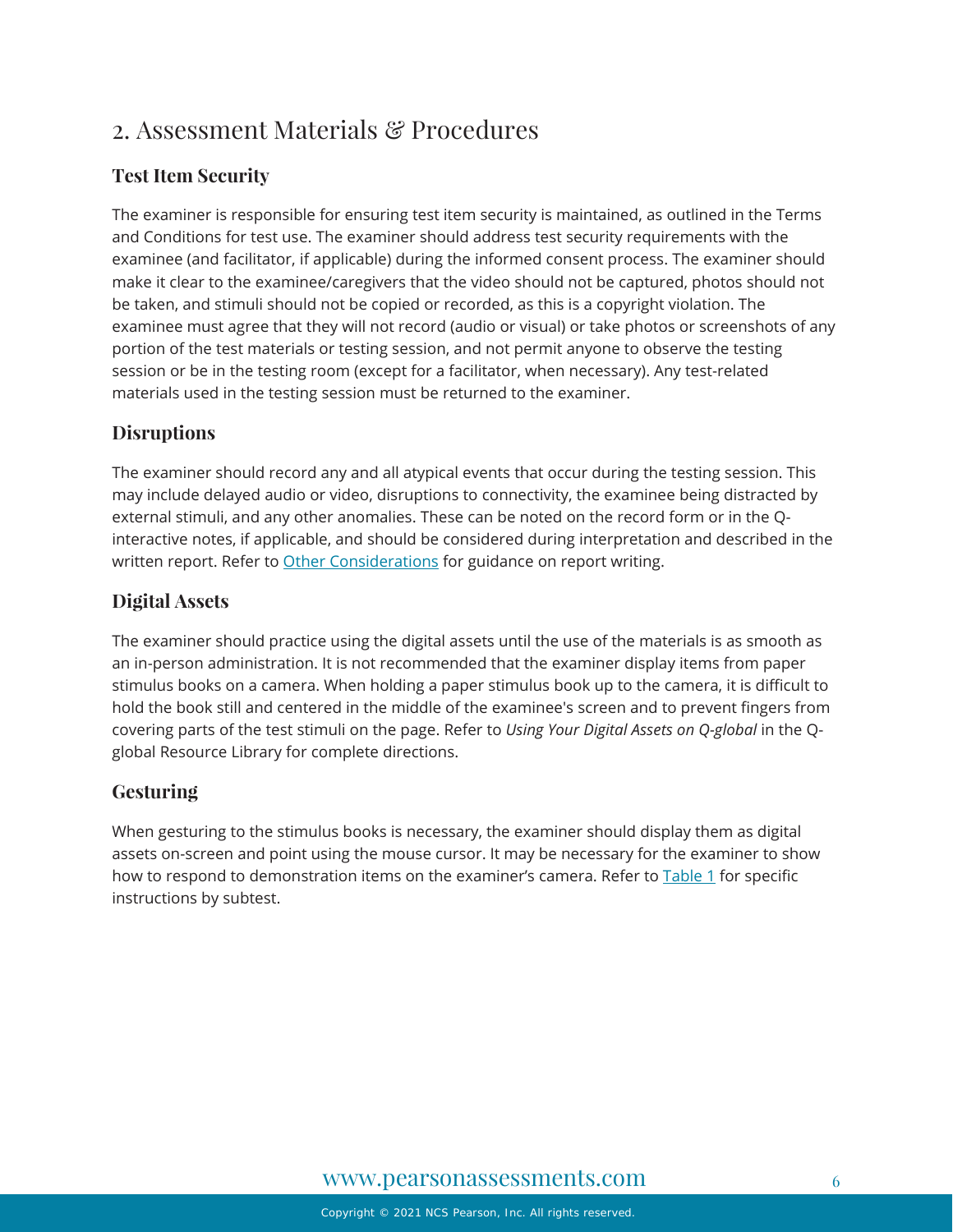## 2. Assessment Materials & Procedures

### Test Item Security

The examiner is responsible for ensuring test item security is maintained, as outlined in the Terms and Conditions for test use. The examiner should address test security requirements with the examinee (and facilitator, if applicable) during the informed consent process. The examiner should make it clear to the examinee/caregivers that the video should not be captured, photos should not be taken, and stimuli should not be copied or recorded, as this is a copyright violation. The examinee must agree that they will not record (audio or visual) or take photos or screenshots of any portion of the test materials or testing session, and not permit anyone to observe the testing session or be in the testing room (except for a facilitator, when necessary). Any test-related materials used in the testing session must be returned to the examiner.

### Disruptions

The examiner should record any and all atypical events that occur during the testing session. This may include delayed audio or video, disruptions to connectivity, the examinee being distracted by external stimuli, and any other anomalies. These can be noted on the record form or in the Q-interactive notes, if applicable, and should be considered during interpretation and described in the written report. Refer to Other Considerations for guidance on report writing.

### Digital Assets

The examiner should practice using the digital assets until the use of the materials is as smooth as an in-person administration. It is not recommended that the examiner display items from paper stimulus books on a camera. When holding a paper stimulus book up to the camera, it is difficult to hold the book still and centered in the middle of the examinee's screen and to prevent fingers from covering parts of the test stimuli on the page. Refer to *Using Your Digital Assets on Q-global* in the Q-global Resource Library for complete directions.

### Gesturing

When gesturing to the stimulus books is necessary, the examiner should display them as digital assets on-screen and point using the mouse cursor. It may be necessary for the examiner to show how to respond to demonstration items on the examiner's camera. Refer to Table 1 for specific instructions by subtest.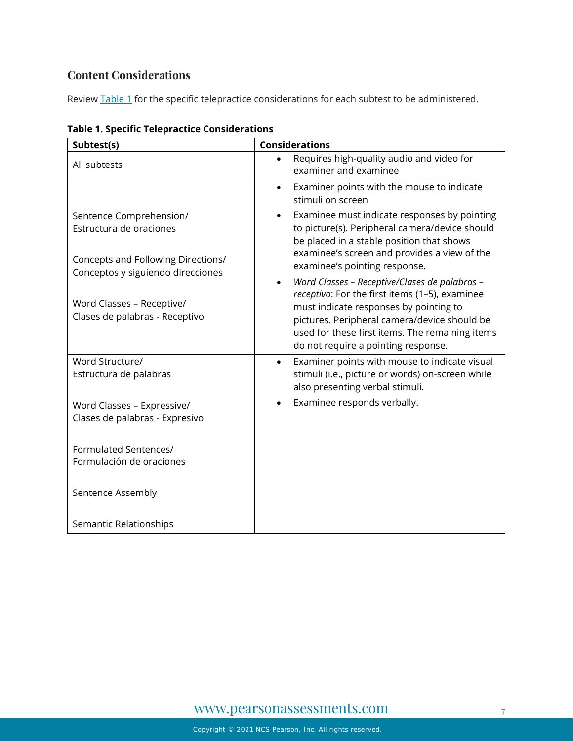## Content Considerations

Review [Table 1](#) for the specific telepractice considerations for each subtest to be administered.

**Table 1. Specific Telepractice Considerations**

| Subtest(s) | Considerations |
|---|---|
| All subtests | • Requires high-quality audio and video for examiner and examinee |
| Sentence Comprehension/ Estructura de oraciones<br><br>Concepts and Following Directions/ Conceptos y siguiendo direcciones<br><br>Word Classes – Receptive/ Clases de palabras - Receptivo | • Examiner points with the mouse to indicate stimuli on screen<br>• Examinee must indicate responses by pointing to picture(s). Peripheral camera/device should be placed in a stable position that shows examinee's screen and provides a view of the examinee's pointing response.<br>• *Word Classes – Receptive/Clases de palabras – receptivo*: For the first items (1–5), examinee must indicate responses by pointing to pictures. Peripheral camera/device should be used for these first items. The remaining items do not require a pointing response. |
| Word Structure/ Estructura de palabras<br><br>Word Classes – Expressive/ Clases de palabras - Expresivo<br><br>Formulated Sentences/ Formulación de oraciones<br><br>Sentence Assembly<br><br>Semantic Relationships | • Examiner points with mouse to indicate visual stimuli (i.e., picture or words) on-screen while also presenting verbal stimuli.<br>• Examinee responds verbally. |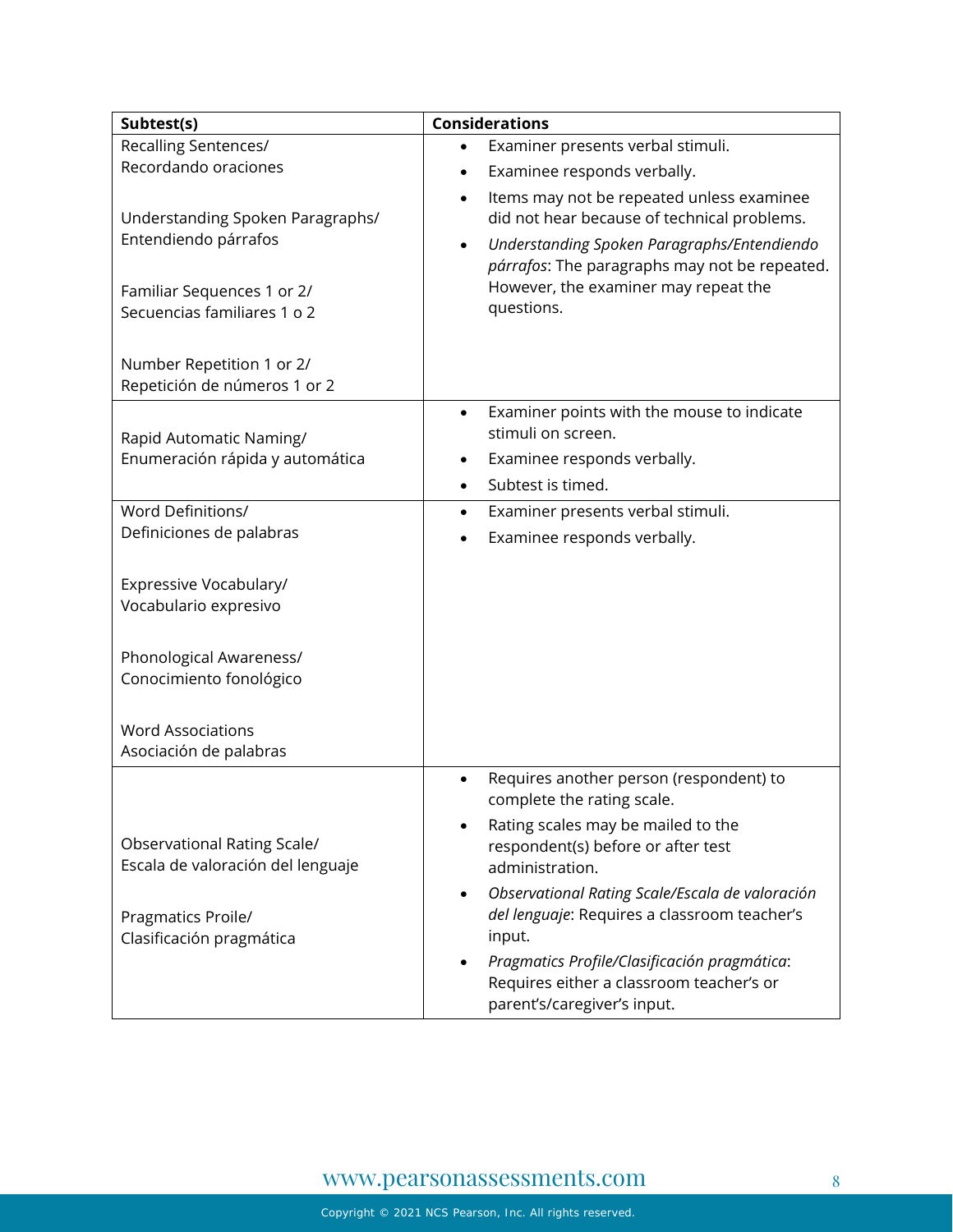| Subtest(s) | Considerations |
| --- | --- |
| Recalling Sentences/ Recordando oraciones<br><br>Understanding Spoken Paragraphs/ Entendiendo párrafos<br><br>Familiar Sequences 1 or 2/ Secuencias familiares 1 o 2<br><br>Number Repetition 1 or 2/ Repetición de números 1 or 2 | • Examiner presents verbal stimuli.<br>• Examinee responds verbally.<br>• Items may not be repeated unless examinee did not hear because of technical problems.<br>• *Understanding Spoken Paragraphs/Entendiendo párrafos*: The paragraphs may not be repeated. However, the examiner may repeat the questions. |
| Rapid Automatic Naming/ Enumeración rápida y automática | • Examiner points with the mouse to indicate stimuli on screen.<br>• Examinee responds verbally.<br>• Subtest is timed. |
| Word Definitions/ Definiciones de palabras<br><br>Expressive Vocabulary/ Vocabulario expresivo<br><br>Phonological Awareness/ Conocimiento fonológico<br><br>Word Associations Asociación de palabras | • Examiner presents verbal stimuli.<br>• Examinee responds verbally. |
| Observational Rating Scale/ Escala de valoración del lenguaje<br><br>Pragmatics Proile/ Clasificación pragmática | • Requires another person (respondent) to complete the rating scale.<br>• Rating scales may be mailed to the respondent(s) before or after test administration.<br>• *Observational Rating Scale/Escala de valoración del lenguaje*: Requires a classroom teacher's input.<br>• *Pragmatics Profile/Clasificación pragmática*: Requires either a classroom teacher's or parent's/caregiver's input. |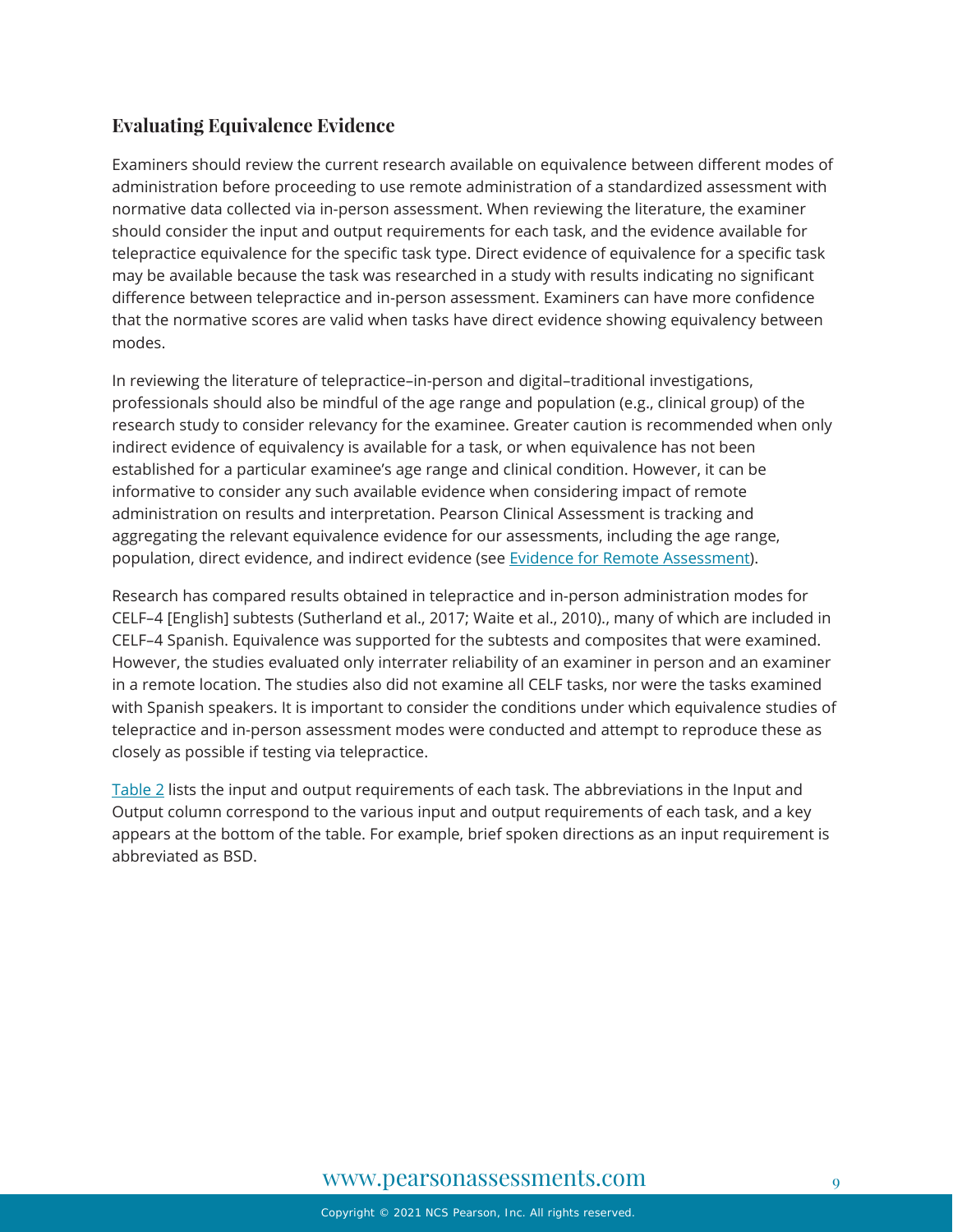## Evaluating Equivalence Evidence

Examiners should review the current research available on equivalence between different modes of administration before proceeding to use remote administration of a standardized assessment with normative data collected via in-person assessment. When reviewing the literature, the examiner should consider the input and output requirements for each task, and the evidence available for telepractice equivalence for the specific task type. Direct evidence of equivalence for a specific task may be available because the task was researched in a study with results indicating no significant difference between telepractice and in-person assessment. Examiners can have more confidence that the normative scores are valid when tasks have direct evidence showing equivalency between modes.

In reviewing the literature of telepractice–in-person and digital–traditional investigations, professionals should also be mindful of the age range and population (e.g., clinical group) of the research study to consider relevancy for the examinee. Greater caution is recommended when only indirect evidence of equivalency is available for a task, or when equivalence has not been established for a particular examinee's age range and clinical condition. However, it can be informative to consider any such available evidence when considering impact of remote administration on results and interpretation. Pearson Clinical Assessment is tracking and aggregating the relevant equivalence evidence for our assessments, including the age range, population, direct evidence, and indirect evidence (see Evidence for Remote Assessment).

Research has compared results obtained in telepractice and in-person administration modes for CELF–4 [English] subtests (Sutherland et al., 2017; Waite et al., 2010)., many of which are included in CELF–4 Spanish. Equivalence was supported for the subtests and composites that were examined. However, the studies evaluated only interrater reliability of an examiner in person and an examiner in a remote location. The studies also did not examine all CELF tasks, nor were the tasks examined with Spanish speakers. It is important to consider the conditions under which equivalence studies of telepractice and in-person assessment modes were conducted and attempt to reproduce these as closely as possible if testing via telepractice.

Table 2 lists the input and output requirements of each task. The abbreviations in the Input and Output column correspond to the various input and output requirements of each task, and a key appears at the bottom of the table. For example, brief spoken directions as an input requirement is abbreviated as BSD.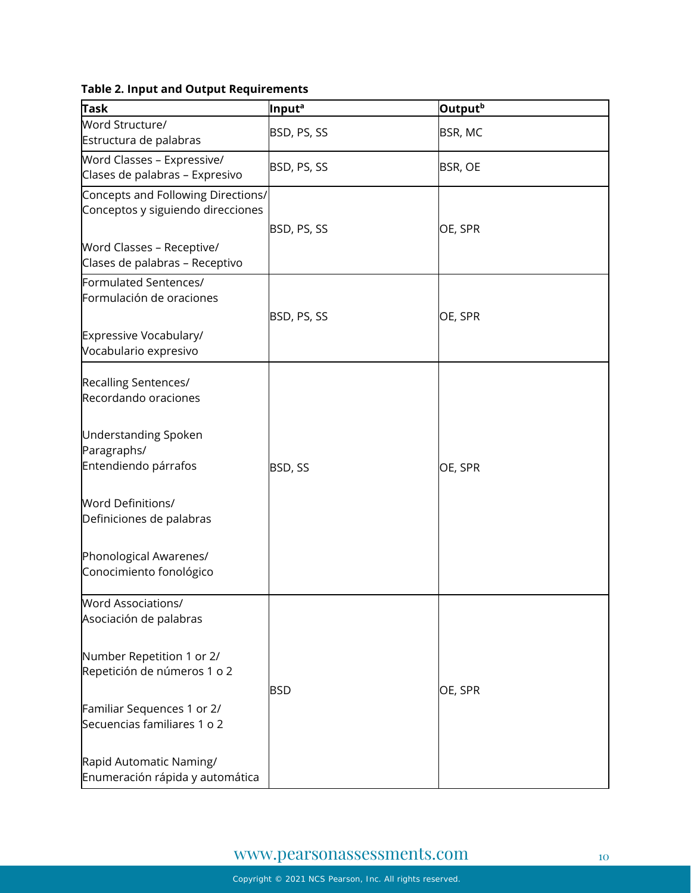**Table 2. Input and Output Requirements**

| Task | Input[a] | Output[b] |
| --- | --- | --- |
| Word Structure/ Estructura de palabras | BSD, PS, SS | BSR, MC |
| Word Classes – Expressive/ Clases de palabras – Expresivo | BSD, PS, SS | BSR, OE |
| Concepts and Following Directions/ Conceptos y siguiendo direcciones<br><br>Word Classes – Receptive/ Clases de palabras – Receptivo | BSD, PS, SS | OE, SPR |
| Formulated Sentences/ Formulación de oraciones<br><br>Expressive Vocabulary/ Vocabulario expresivo | BSD, PS, SS | OE, SPR |
| Recalling Sentences/ Recordando oraciones<br><br>Understanding Spoken Paragraphs/ Entendiendo párrafos<br><br>Word Definitions/ Definiciones de palabras<br><br>Phonological Awarenes/ Conocimiento fonológico | BSD, SS | OE, SPR |
| Word Associations/ Asociación de palabras<br><br>Number Repetition 1 or 2/ Repetición de números 1 o 2<br><br>Familiar Sequences 1 or 2/ Secuencias familiares 1 o 2<br><br>Rapid Automatic Naming/ Enumeración rápida y automática | BSD | OE, SPR |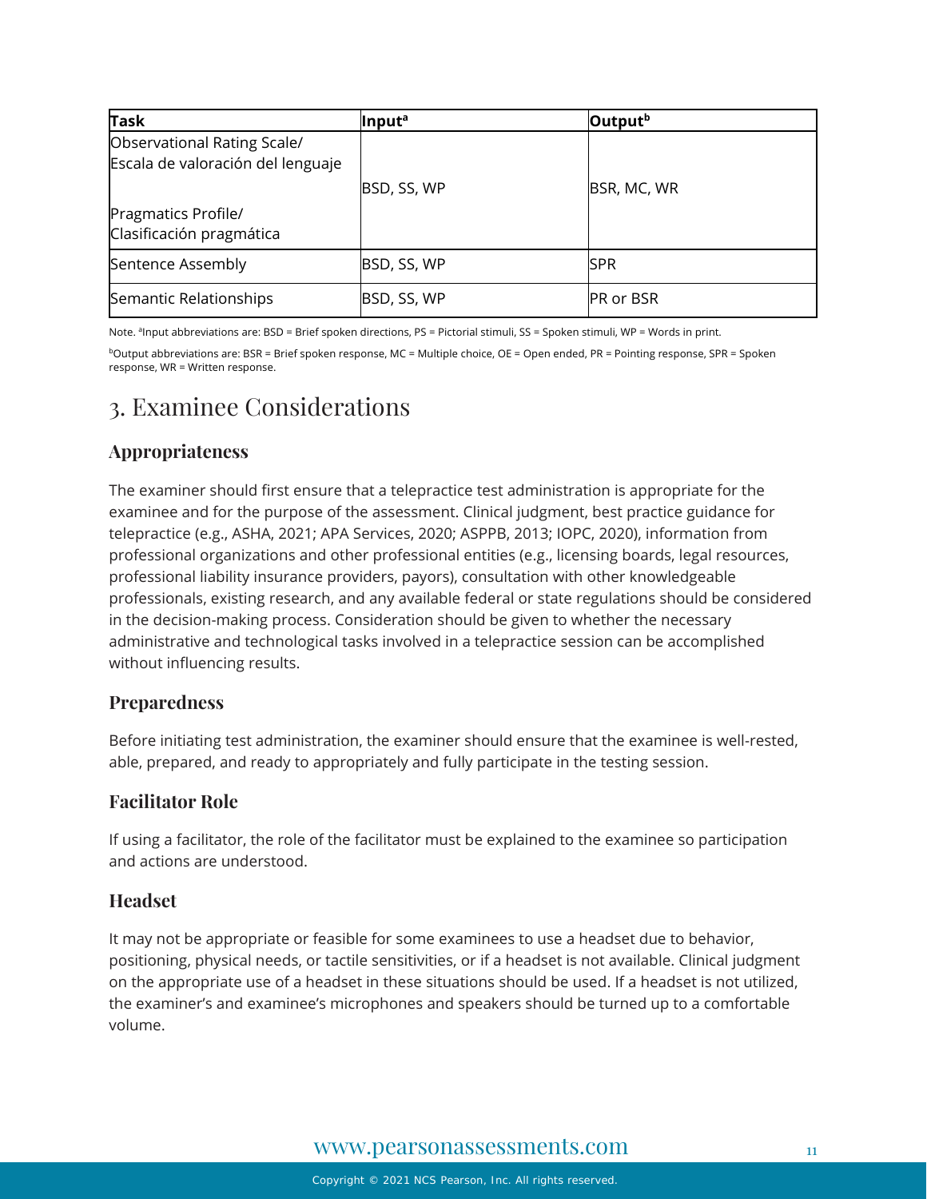| Task | Input[a] | Output[b] |
| --- | --- | --- |
| Observational Rating Scale/ Escala de valoración del lenguaje<br><br>Pragmatics Profile/ Clasificación pragmática | BSD, SS, WP | BSR, MC, WR |
| Sentence Assembly | BSD, SS, WP | SPR |
| Semantic Relationships | BSD, SS, WP | PR or BSR |

Note. [a]Input abbreviations are: BSD = Brief spoken directions, PS = Pictorial stimuli, SS = Spoken stimuli, WP = Words in print.

[b]Output abbreviations are: BSR = Brief spoken response, MC = Multiple choice, OE = Open ended, PR = Pointing response, SPR = Spoken response, WR = Written response.

# 3. Examinee Considerations

## Appropriateness

The examiner should first ensure that a telepractice test administration is appropriate for the examinee and for the purpose of the assessment. Clinical judgment, best practice guidance for telepractice (e.g., ASHA, 2021; APA Services, 2020; ASPPB, 2013; IOPC, 2020), information from professional organizations and other professional entities (e.g., licensing boards, legal resources, professional liability insurance providers, payors), consultation with other knowledgeable professionals, existing research, and any available federal or state regulations should be considered in the decision-making process. Consideration should be given to whether the necessary administrative and technological tasks involved in a telepractice session can be accomplished without influencing results.

## Preparedness

Before initiating test administration, the examiner should ensure that the examinee is well-rested, able, prepared, and ready to appropriately and fully participate in the testing session.

## Facilitator Role

If using a facilitator, the role of the facilitator must be explained to the examinee so participation and actions are understood.

## Headset

It may not be appropriate or feasible for some examinees to use a headset due to behavior, positioning, physical needs, or tactile sensitivities, or if a headset is not available. Clinical judgment on the appropriate use of a headset in these situations should be used. If a headset is not utilized, the examiner's and examinee's microphones and speakers should be turned up to a comfortable volume.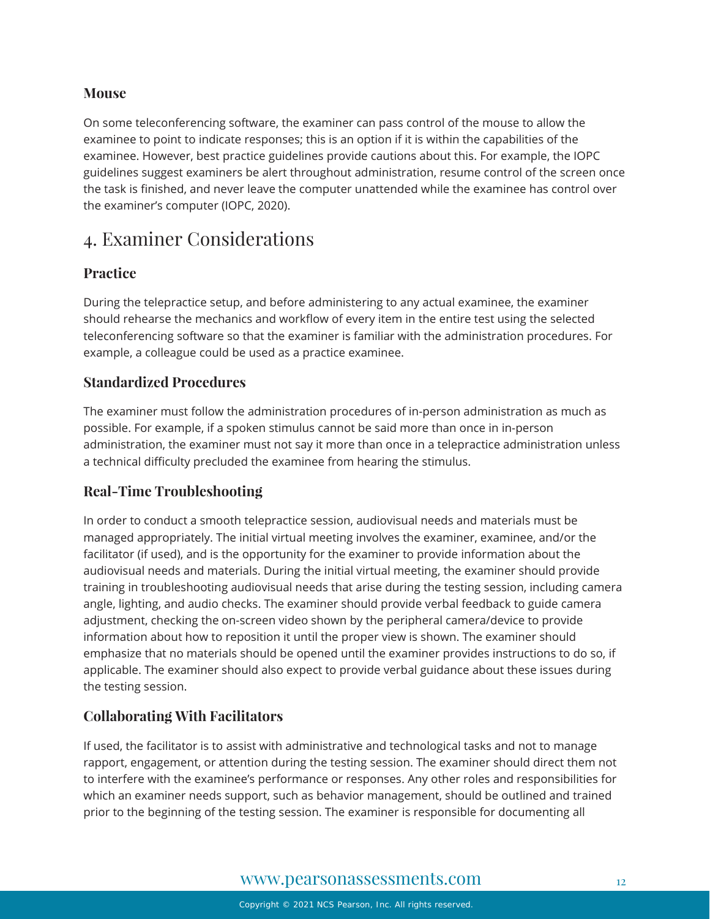### Mouse

On some teleconferencing software, the examiner can pass control of the mouse to allow the examinee to point to indicate responses; this is an option if it is within the capabilities of the examinee. However, best practice guidelines provide cautions about this. For example, the IOPC guidelines suggest examiners be alert throughout administration, resume control of the screen once the task is finished, and never leave the computer unattended while the examinee has control over the examiner's computer (IOPC, 2020).

## 4. Examiner Considerations

### Practice

During the telepractice setup, and before administering to any actual examinee, the examiner should rehearse the mechanics and workflow of every item in the entire test using the selected teleconferencing software so that the examiner is familiar with the administration procedures. For example, a colleague could be used as a practice examinee.

### Standardized Procedures

The examiner must follow the administration procedures of in-person administration as much as possible. For example, if a spoken stimulus cannot be said more than once in in-person administration, the examiner must not say it more than once in a telepractice administration unless a technical difficulty precluded the examinee from hearing the stimulus.

### Real-Time Troubleshooting

In order to conduct a smooth telepractice session, audiovisual needs and materials must be managed appropriately. The initial virtual meeting involves the examiner, examinee, and/or the facilitator (if used), and is the opportunity for the examiner to provide information about the audiovisual needs and materials. During the initial virtual meeting, the examiner should provide training in troubleshooting audiovisual needs that arise during the testing session, including camera angle, lighting, and audio checks. The examiner should provide verbal feedback to guide camera adjustment, checking the on-screen video shown by the peripheral camera/device to provide information about how to reposition it until the proper view is shown. The examiner should emphasize that no materials should be opened until the examiner provides instructions to do so, if applicable. The examiner should also expect to provide verbal guidance about these issues during the testing session.

### Collaborating With Facilitators

If used, the facilitator is to assist with administrative and technological tasks and not to manage rapport, engagement, or attention during the testing session. The examiner should direct them not to interfere with the examinee's performance or responses. Any other roles and responsibilities for which an examiner needs support, such as behavior management, should be outlined and trained prior to the beginning of the testing session. The examiner is responsible for documenting all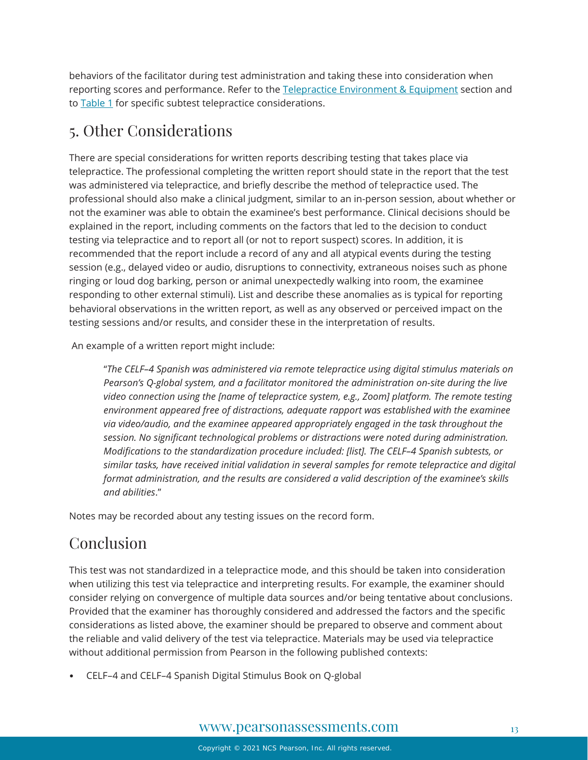behaviors of the facilitator during test administration and taking these into consideration when reporting scores and performance. Refer to the [Telepractice Environment & Equipment](#) section and to [Table 1](#) for specific subtest telepractice considerations.

## 5. Other Considerations

There are special considerations for written reports describing testing that takes place via telepractice. The professional completing the written report should state in the report that the test was administered via telepractice, and briefly describe the method of telepractice used. The professional should also make a clinical judgment, similar to an in-person session, about whether or not the examiner was able to obtain the examinee's best performance. Clinical decisions should be explained in the report, including comments on the factors that led to the decision to conduct testing via telepractice and to report all (or not to report suspect) scores. In addition, it is recommended that the report include a record of any and all atypical events during the testing session (e.g., delayed video or audio, disruptions to connectivity, extraneous noises such as phone ringing or loud dog barking, person or animal unexpectedly walking into room, the examinee responding to other external stimuli). List and describe these anomalies as is typical for reporting behavioral observations in the written report, as well as any observed or perceived impact on the testing sessions and/or results, and consider these in the interpretation of results.

An example of a written report might include:

> "*The CELF–4 Spanish was administered via remote telepractice using digital stimulus materials on Pearson's Q-global system, and a facilitator monitored the administration on-site during the live video connection using the [name of telepractice system, e.g., Zoom] platform. The remote testing environment appeared free of distractions, adequate rapport was established with the examinee via video/audio, and the examinee appeared appropriately engaged in the task throughout the session. No significant technological problems or distractions were noted during administration. Modifications to the standardization procedure included: [list]. The CELF–4 Spanish subtests, or similar tasks, have received initial validation in several samples for remote telepractice and digital format administration, and the results are considered a valid description of the examinee's skills and abilities*."

Notes may be recorded about any testing issues on the record form.

## Conclusion

This test was not standardized in a telepractice mode, and this should be taken into consideration when utilizing this test via telepractice and interpreting results. For example, the examiner should consider relying on convergence of multiple data sources and/or being tentative about conclusions. Provided that the examiner has thoroughly considered and addressed the factors and the specific considerations as listed above, the examiner should be prepared to observe and comment about the reliable and valid delivery of the test via telepractice. Materials may be used via telepractice without additional permission from Pearson in the following published contexts:

- CELF–4 and CELF–4 Spanish Digital Stimulus Book on Q-global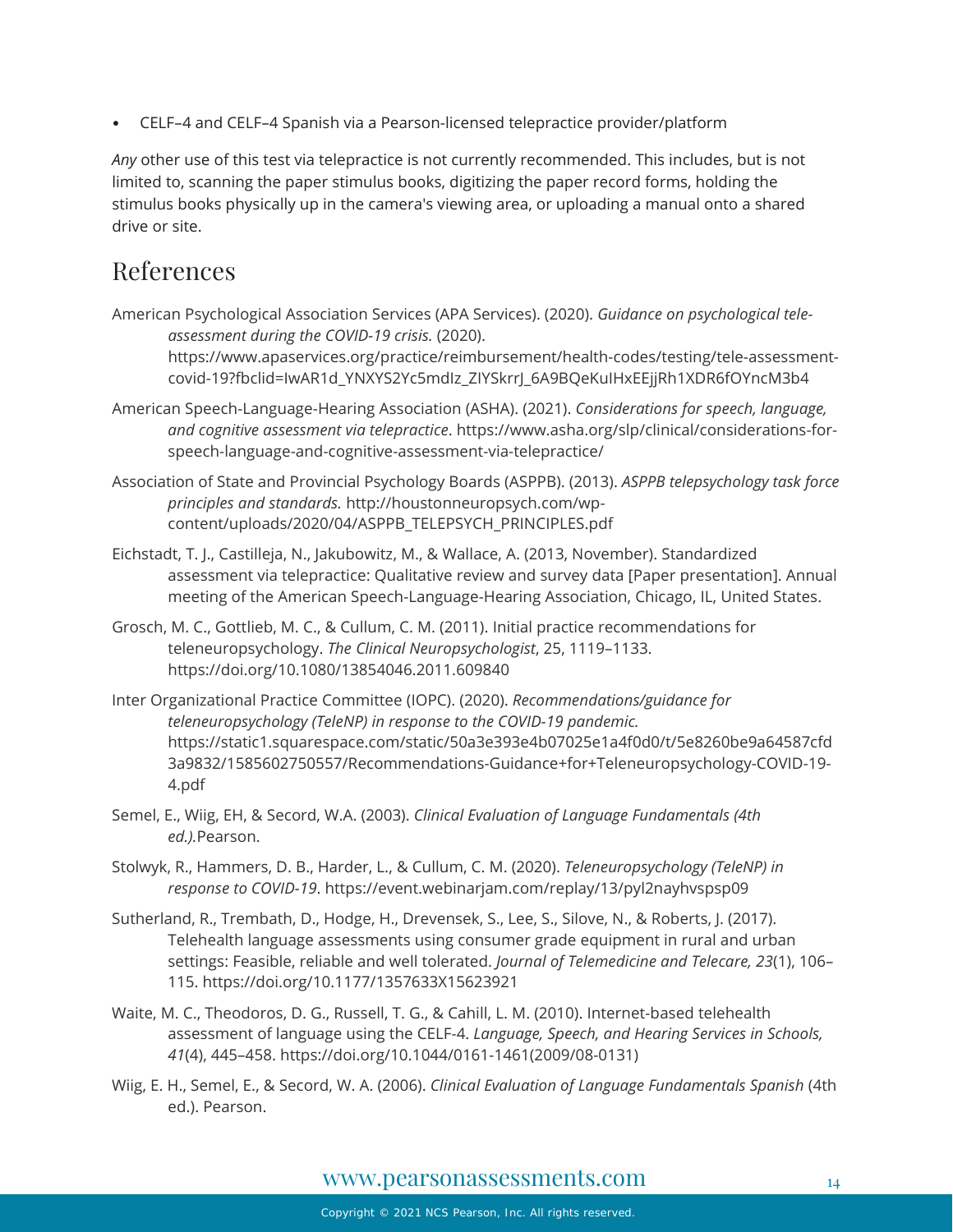- CELF–4 and CELF–4 Spanish via a Pearson-licensed telepractice provider/platform

*Any* other use of this test via telepractice is not currently recommended. This includes, but is not limited to, scanning the paper stimulus books, digitizing the paper record forms, holding the stimulus books physically up in the camera's viewing area, or uploading a manual onto a shared drive or site.

## References

American Psychological Association Services (APA Services). (2020). *Guidance on psychological tele-assessment during the COVID-19 crisis.* (2020). https://www.apaservices.org/practice/reimbursement/health-codes/testing/tele-assessment-covid-19?fbclid=IwAR1d_YNXYS2Yc5mdIz_ZIYSkrrJ_6A9BQeKuIHxEEjjRh1XDR6fOYncM3b4

American Speech-Language-Hearing Association (ASHA). (2021). *Considerations for speech, language, and cognitive assessment via telepractice*. https://www.asha.org/slp/clinical/considerations-for-speech-language-and-cognitive-assessment-via-telepractice/

Association of State and Provincial Psychology Boards (ASPPB). (2013). *ASPPB telepsychology task force principles and standards.* http://houstonneuropsych.com/wp-content/uploads/2020/04/ASPPB_TELEPSYCH_PRINCIPLES.pdf

Eichstadt, T. J., Castilleja, N., Jakubowitz, M., & Wallace, A. (2013, November). Standardized assessment via telepractice: Qualitative review and survey data [Paper presentation]. Annual meeting of the American Speech-Language-Hearing Association, Chicago, IL, United States.

Grosch, M. C., Gottlieb, M. C., & Cullum, C. M. (2011). Initial practice recommendations for teleneuropsychology. *The Clinical Neuropsychologist*, 25, 1119–1133. https://doi.org/10.1080/13854046.2011.609840

Inter Organizational Practice Committee (IOPC). (2020). *Recommendations/guidance for teleneuropsychology (TeleNP) in response to the COVID-19 pandemic.* https://static1.squarespace.com/static/50a3e393e4b07025e1a4f0d0/t/5e8260be9a64587cfd3a9832/1585602750557/Recommendations-Guidance+for+Teleneuropsychology-COVID-19-4.pdf

Semel, E., Wiig, EH, & Secord, W.A. (2003). *Clinical Evaluation of Language Fundamentals (4th ed.).*Pearson.

Stolwyk, R., Hammers, D. B., Harder, L., & Cullum, C. M. (2020). *Teleneuropsychology (TeleNP) in response to COVID-19*. https://event.webinarjam.com/replay/13/pyl2nayhvspsp09

Sutherland, R., Trembath, D., Hodge, H., Drevensek, S., Lee, S., Silove, N., & Roberts, J. (2017). Telehealth language assessments using consumer grade equipment in rural and urban settings: Feasible, reliable and well tolerated. *Journal of Telemedicine and Telecare, 23*(1), 106–115. https://doi.org/10.1177/1357633X15623921

Waite, M. C., Theodoros, D. G., Russell, T. G., & Cahill, L. M. (2010). Internet-based telehealth assessment of language using the CELF-4. *Language, Speech, and Hearing Services in Schools, 41*(4), 445–458. https://doi.org/10.1044/0161-1461(2009/08-0131)

Wiig, E. H., Semel, E., & Secord, W. A. (2006). *Clinical Evaluation of Language Fundamentals Spanish* (4th ed.). Pearson.